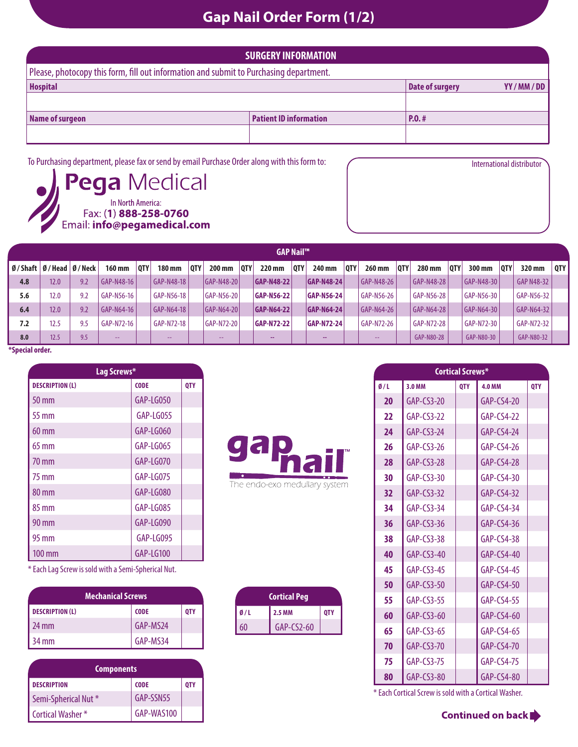# Gap Nail Order Form (1/2)

## SURGERY INFORMATION

Please, photocopy this form, fill out information and submit to Purchasing department.

| Hospital | | Date of surgery YY / MM / DD |
|---|---|---|
| | | |
| **Name of surgeon** | **Patient ID information** | **P.O. #** |
| | | |

To Purchasing department, please fax or send by email Purchase Order along with this form to:

**Pega** Medical
In North America:
Fax: (**1**) **888-258-0760**
Email: **info@pegamedical.com**

International distributor

## GAP Nail™

| Ø / Shaft | Ø / Head | Ø / Neck | 160 mm | QTY | 180 mm | QTY | 200 mm | QTY | 220 mm | QTY | 240 mm | QTY | 260 mm | QTY | 280 mm | QTY | 300 mm | QTY | 320 mm | QTY |
|---|---|---|---|---|---|---|---|---|---|---|---|---|---|---|---|---|---|---|---|---|
| **4.8** | 12.0 | 9.2 | GAP-N48-16 | | GAP-N48-18 | | GAP-N48-20 | | **GAP-N48-22** | | **GAP-N48-24** | | GAP-N48-26 | | GAP-N48-28 | | GAP-N48-30 | | GAP N48-32 | |
| **5.6** | 12.0 | 9.2 | GAP-N56-16 | | GAP-N56-18 | | GAP-N56-20 | | **GAP-N56-22** | | **GAP-N56-24** | | GAP-N56-26 | | GAP-N56-28 | | GAP-N56-30 | | GAP-N56-32 | |
| **6.4** | 12.0 | 9.2 | GAP-N64-16 | | GAP-N64-18 | | GAP-N64-20 | | **GAP-N64-22** | | **GAP-N64-24** | | GAP-N64-26 | | GAP-N64-28 | | GAP-N64-30 | | GAP-N64-32 | |
| **7.2** | 12.5 | 9.5 | GAP-N72-16 | | GAP-N72-18 | | GAP-N72-20 | | **GAP-N72-22** | | **GAP-N72-24** | | GAP-N72-26 | | GAP-N72-28 | | GAP-N72-30 | | GAP-N72-32 | |
| **8.0** | 12.5 | 9.5 | -- | | -- | | -- | | -- | | -- | | -- | | GAP-N80-28 | | GAP-N80-30 | | GAP-N80-32 | |

***Special order.**

### Lag Screws*

| DESCRIPTION (L) | CODE | QTY |
|---|---|---|
| 50 mm | GAP-LG050 | |
| 55 mm | GAP-LG055 | |
| 60 mm | GAP-LG060 | |
| 65 mm | GAP-LG065 | |
| 70 mm | GAP-LG070 | |
| 75 mm | GAP-LG075 | |
| 80 mm | GAP-LG080 | |
| 85 mm | GAP-LG085 | |
| 90 mm | GAP-LG090 | |
| 95 mm | GAP-LG095 | |
| 100 mm | GAP-LG100 | |

* Each Lag Screw is sold with a Semi-Spherical Nut.

### Mechanical Screws

| DESCRIPTION (L) | CODE | QTY |
|---|---|---|
| 24 mm | GAP-MS24 | |
| 34 mm | GAP-MS34 | |

### Components

| DESCRIPTION | CODE | QTY |
|---|---|---|
| Semi-Spherical Nut * | GAP-SSN55 | |
| Cortical Washer * | GAP-WAS100 | |

gap nail™
The endo-exo medullary system

### Cortical Peg

| Ø / L | 2.5 MM | QTY |
|---|---|---|
| 60 | GAP-CS2-60 | |

### Cortical Screws*

| Ø / L | 3.0 MM | QTY | 4.0 MM | QTY |
|---|---|---|---|---|
| **20** | GAP-CS3-20 | | GAP-CS4-20 | |
| **22** | GAP-CS3-22 | | GAP-CS4-22 | |
| **24** | GAP-CS3-24 | | GAP-CS4-24 | |
| **26** | GAP-CS3-26 | | GAP-CS4-26 | |
| **28** | GAP-CS3-28 | | GAP-CS4-28 | |
| **30** | GAP-CS3-30 | | GAP-CS4-30 | |
| **32** | GAP-CS3-32 | | GAP-CS4-32 | |
| **34** | GAP-CS3-34 | | GAP-CS4-34 | |
| **36** | GAP-CS3-36 | | GAP-CS4-36 | |
| **38** | GAP-CS3-38 | | GAP-CS4-38 | |
| **40** | GAP-CS3-40 | | GAP-CS4-40 | |
| **45** | GAP-CS3-45 | | GAP-CS4-45 | |
| **50** | GAP-CS3-50 | | GAP-CS4-50 | |
| **55** | GAP-CS3-55 | | GAP-CS4-55 | |
| **60** | GAP-CS3-60 | | GAP-CS4-60 | |
| **65** | GAP-CS3-65 | | GAP-CS4-65 | |
| **70** | GAP-CS3-70 | | GAP-CS4-70 | |
| **75** | GAP-CS3-75 | | GAP-CS4-75 | |
| **80** | GAP-CS3-80 | | GAP-CS4-80 | |

* Each Cortical Screw is sold with a Cortical Washer.

**Continued on back**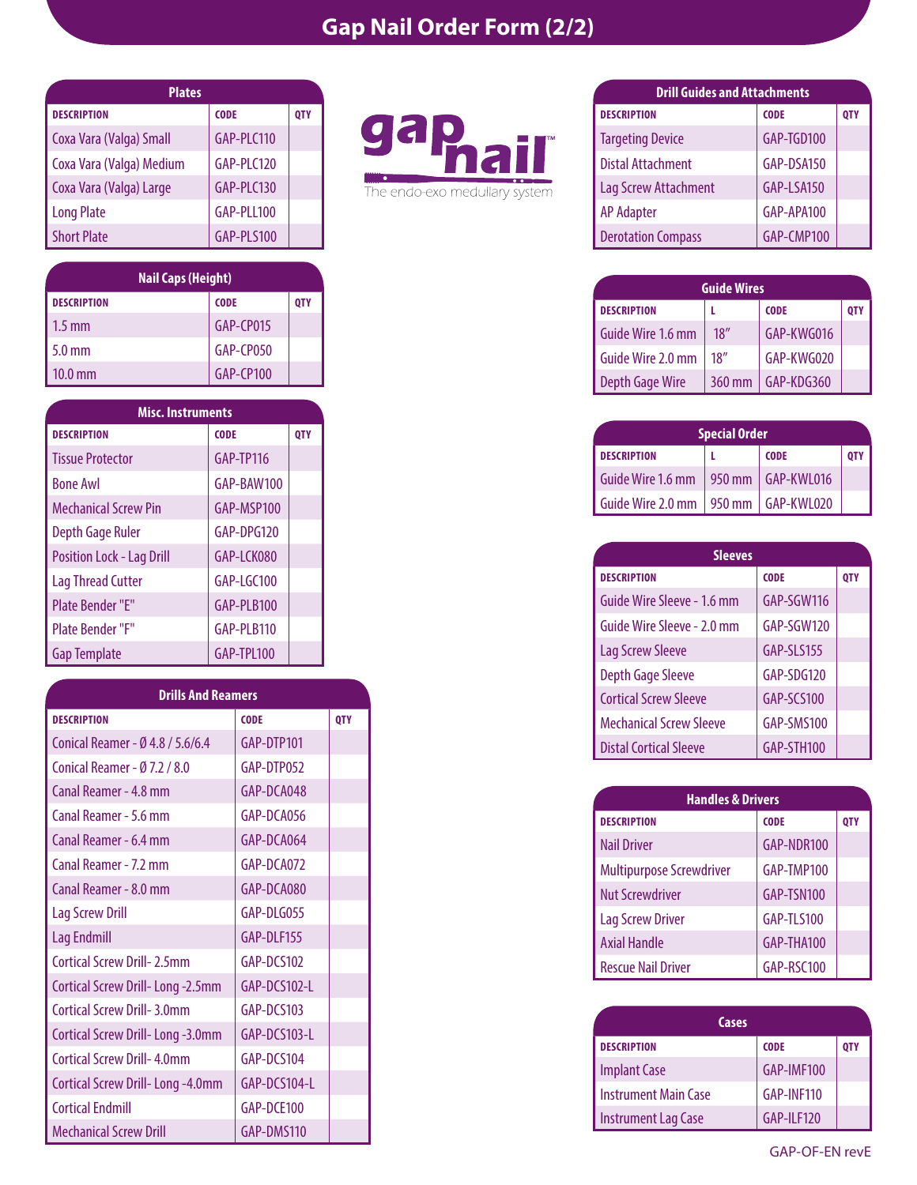# Gap Nail Order Form (2/2)

gap nail™
The endo-exo medullary system

## Plates

| DESCRIPTION | CODE | QTY |
|---|---|---|
| Coxa Vara (Valga) Small | GAP-PLC110 | |
| Coxa Vara (Valga) Medium | GAP-PLC120 | |
| Coxa Vara (Valga) Large | GAP-PLC130 | |
| Long Plate | GAP-PLL100 | |
| Short Plate | GAP-PLS100 | |

## Nail Caps (Height)

| DESCRIPTION | CODE | QTY |
|---|---|---|
| 1.5 mm | GAP-CP015 | |
| 5.0 mm | GAP-CP050 | |
| 10.0 mm | GAP-CP100 | |

## Misc. Instruments

| DESCRIPTION | CODE | QTY |
|---|---|---|
| Tissue Protector | GAP-TP116 | |
| Bone Awl | GAP-BAW100 | |
| Mechanical Screw Pin | GAP-MSP100 | |
| Depth Gage Ruler | GAP-DPG120 | |
| Position Lock - Lag Drill | GAP-LCK080 | |
| Lag Thread Cutter | GAP-LGC100 | |
| Plate Bender "E" | GAP-PLB100 | |
| Plate Bender "F" | GAP-PLB110 | |
| Gap Template | GAP-TPL100 | |

## Drills And Reamers

| DESCRIPTION | CODE | QTY |
|---|---|---|
| Conical Reamer - Ø 4.8 / 5.6/6.4 | GAP-DTP101 | |
| Conical Reamer - Ø 7.2 / 8.0 | GAP-DTP052 | |
| Canal Reamer - 4.8 mm | GAP-DCA048 | |
| Canal Reamer - 5.6 mm | GAP-DCA056 | |
| Canal Reamer - 6.4 mm | GAP-DCA064 | |
| Canal Reamer - 7.2 mm | GAP-DCA072 | |
| Canal Reamer - 8.0 mm | GAP-DCA080 | |
| Lag Screw Drill | GAP-DLG055 | |
| Lag Endmill | GAP-DLF155 | |
| Cortical Screw Drill- 2.5mm | GAP-DCS102 | |
| Cortical Screw Drill- Long -2.5mm | GAP-DCS102-L | |
| Cortical Screw Drill- 3.0mm | GAP-DCS103 | |
| Cortical Screw Drill- Long -3.0mm | GAP-DCS103-L | |
| Cortical Screw Drill- 4.0mm | GAP-DCS104 | |
| Cortical Screw Drill- Long -4.0mm | GAP-DCS104-L | |
| Cortical Endmill | GAP-DCE100 | |
| Mechanical Screw Drill | GAP-DMS110 | |

## Drill Guides and Attachments

| DESCRIPTION | CODE | QTY |
|---|---|---|
| Targeting Device | GAP-TGD100 | |
| Distal Attachment | GAP-DSA150 | |
| Lag Screw Attachment | GAP-LSA150 | |
| AP Adapter | GAP-APA100 | |
| Derotation Compass | GAP-CMP100 | |

## Guide Wires

| DESCRIPTION | L | CODE | QTY |
|---|---|---|---|
| Guide Wire 1.6 mm | 18″ | GAP-KWG016 | |
| Guide Wire 2.0 mm | 18″ | GAP-KWG020 | |
| Depth Gage Wire | 360 mm | GAP-KDG360 | |

## Special Order

| DESCRIPTION | L | CODE | QTY |
|---|---|---|---|
| Guide Wire 1.6 mm | 950 mm | GAP-KWL016 | |
| Guide Wire 2.0 mm | 950 mm | GAP-KWL020 | |

## Sleeves

| DESCRIPTION | CODE | QTY |
|---|---|---|
| Guide Wire Sleeve - 1.6 mm | GAP-SGW116 | |
| Guide Wire Sleeve - 2.0 mm | GAP-SGW120 | |
| Lag Screw Sleeve | GAP-SLS155 | |
| Depth Gage Sleeve | GAP-SDG120 | |
| Cortical Screw Sleeve | GAP-SCS100 | |
| Mechanical Screw Sleeve | GAP-SMS100 | |
| Distal Cortical Sleeve | GAP-STH100 | |

## Handles & Drivers

| DESCRIPTION | CODE | QTY |
|---|---|---|
| Nail Driver | GAP-NDR100 | |
| Multipurpose Screwdriver | GAP-TMP100 | |
| Nut Screwdriver | GAP-TSN100 | |
| Lag Screw Driver | GAP-TLS100 | |
| Axial Handle | GAP-THA100 | |
| Rescue Nail Driver | GAP-RSC100 | |

## Cases

| DESCRIPTION | CODE | QTY |
|---|---|---|
| Implant Case | GAP-IMF100 | |
| Instrument Main Case | GAP-INF110 | |
| Instrument Lag Case | GAP-ILF120 | |

GAP-OF-EN revE